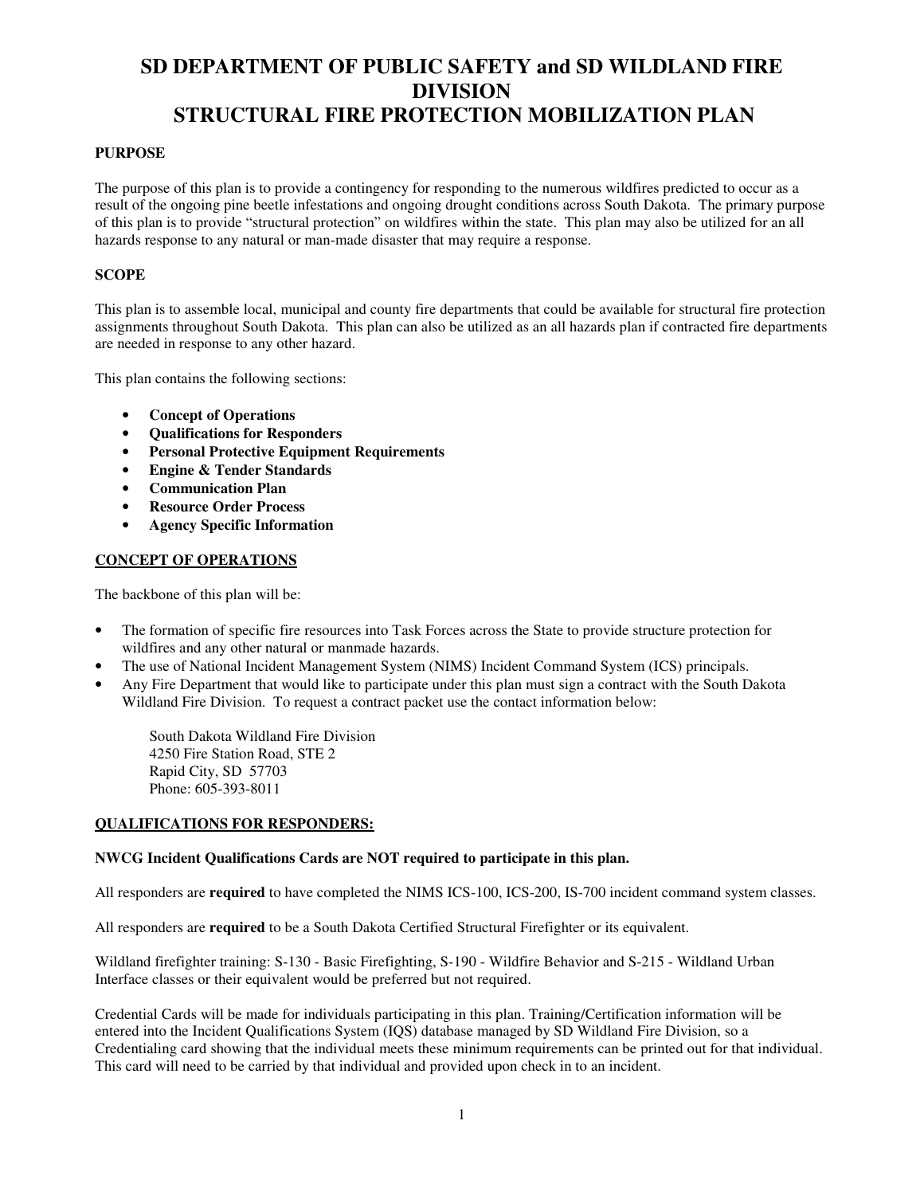# SD DEPARTMENT OF PUBLIC SAFETY and SD WILDLAND FIRE DIVISION
# STRUCTURAL FIRE PROTECTION MOBILIZATION PLAN

**PURPOSE**

The purpose of this plan is to provide a contingency for responding to the numerous wildfires predicted to occur as a result of the ongoing pine beetle infestations and ongoing drought conditions across South Dakota. The primary purpose of this plan is to provide "structural protection" on wildfires within the state. This plan may also be utilized for an all hazards response to any natural or man-made disaster that may require a response.

**SCOPE**

This plan is to assemble local, municipal and county fire departments that could be available for structural fire protection assignments throughout South Dakota. This plan can also be utilized as an all hazards plan if contracted fire departments are needed in response to any other hazard.

This plan contains the following sections:

- **Concept of Operations**
- **Qualifications for Responders**
- **Personal Protective Equipment Requirements**
- **Engine & Tender Standards**
- **Communication Plan**
- **Resource Order Process**
- **Agency Specific Information**

**CONCEPT OF OPERATIONS**

The backbone of this plan will be:

- The formation of specific fire resources into Task Forces across the State to provide structure protection for wildfires and any other natural or manmade hazards.
- The use of National Incident Management System (NIMS) Incident Command System (ICS) principals.
- Any Fire Department that would like to participate under this plan must sign a contract with the South Dakota Wildland Fire Division. To request a contract packet use the contact information below:

  South Dakota Wildland Fire Division
  4250 Fire Station Road, STE 2
  Rapid City, SD 57703
  Phone: 605-393-8011

**QUALIFICATIONS FOR RESPONDERS:**

**NWCG Incident Qualifications Cards are NOT required to participate in this plan.**

All responders are **required** to have completed the NIMS ICS-100, ICS-200, IS-700 incident command system classes.

All responders are **required** to be a South Dakota Certified Structural Firefighter or its equivalent.

Wildland firefighter training: S-130 - Basic Firefighting, S-190 - Wildfire Behavior and S-215 - Wildland Urban Interface classes or their equivalent would be preferred but not required.

Credential Cards will be made for individuals participating in this plan. Training/Certification information will be entered into the Incident Qualifications System (IQS) database managed by SD Wildland Fire Division, so a Credentialing card showing that the individual meets these minimum requirements can be printed out for that individual. This card will need to be carried by that individual and provided upon check in to an incident.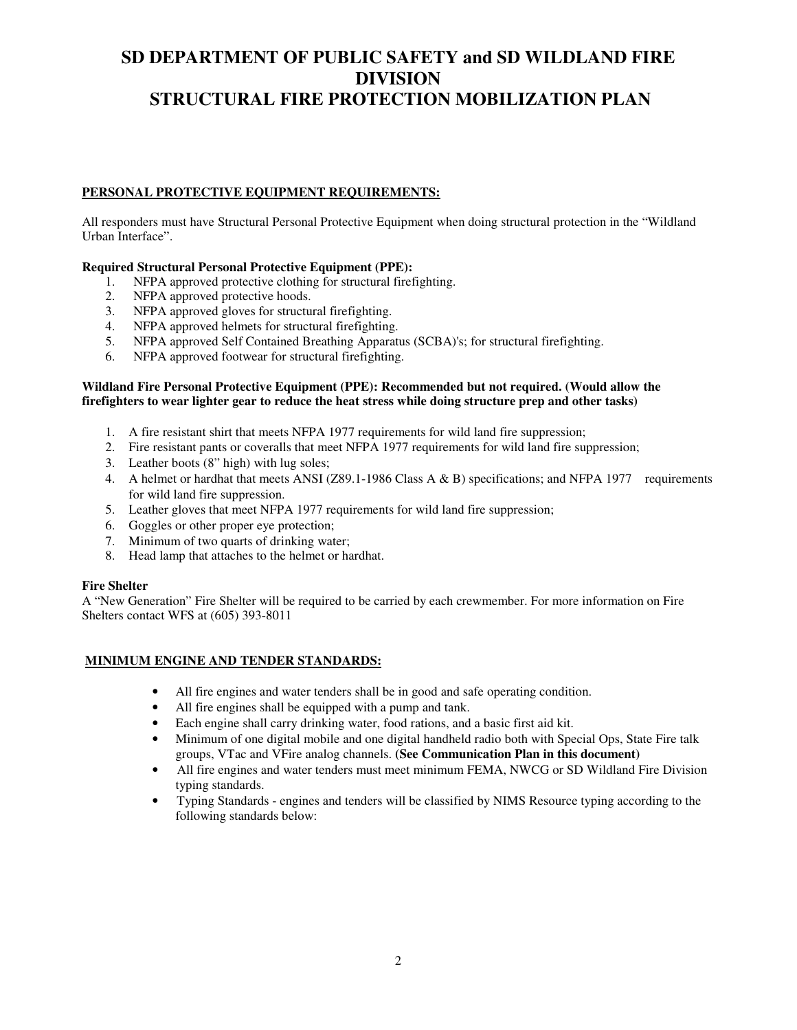# SD DEPARTMENT OF PUBLIC SAFETY and SD WILDLAND FIRE DIVISION
# STRUCTURAL FIRE PROTECTION MOBILIZATION PLAN

**PERSONAL PROTECTIVE EQUIPMENT REQUIREMENTS:**

All responders must have Structural Personal Protective Equipment when doing structural protection in the "Wildland Urban Interface".

**Required Structural Personal Protective Equipment (PPE):**

1. NFPA approved protective clothing for structural firefighting.
2. NFPA approved protective hoods.
3. NFPA approved gloves for structural firefighting.
4. NFPA approved helmets for structural firefighting.
5. NFPA approved Self Contained Breathing Apparatus (SCBA)'s; for structural firefighting.
6. NFPA approved footwear for structural firefighting.

**Wildland Fire Personal Protective Equipment (PPE): Recommended but not required. (Would allow the firefighters to wear lighter gear to reduce the heat stress while doing structure prep and other tasks)**

1. A fire resistant shirt that meets NFPA 1977 requirements for wild land fire suppression;
2. Fire resistant pants or coveralls that meet NFPA 1977 requirements for wild land fire suppression;
3. Leather boots (8" high) with lug soles;
4. A helmet or hardhat that meets ANSI (Z89.1-1986 Class A & B) specifications; and NFPA 1977 requirements for wild land fire suppression.
5. Leather gloves that meet NFPA 1977 requirements for wild land fire suppression;
6. Goggles or other proper eye protection;
7. Minimum of two quarts of drinking water;
8. Head lamp that attaches to the helmet or hardhat.

**Fire Shelter**

A "New Generation" Fire Shelter will be required to be carried by each crewmember. For more information on Fire Shelters contact WFS at (605) 393-8011

**MINIMUM ENGINE AND TENDER STANDARDS:**

- All fire engines and water tenders shall be in good and safe operating condition.
- All fire engines shall be equipped with a pump and tank.
- Each engine shall carry drinking water, food rations, and a basic first aid kit.
- Minimum of one digital mobile and one digital handheld radio both with Special Ops, State Fire talk groups, VTac and VFire analog channels. **(See Communication Plan in this document)**
- All fire engines and water tenders must meet minimum FEMA, NWCG or SD Wildland Fire Division typing standards.
- Typing Standards - engines and tenders will be classified by NIMS Resource typing according to the following standards below: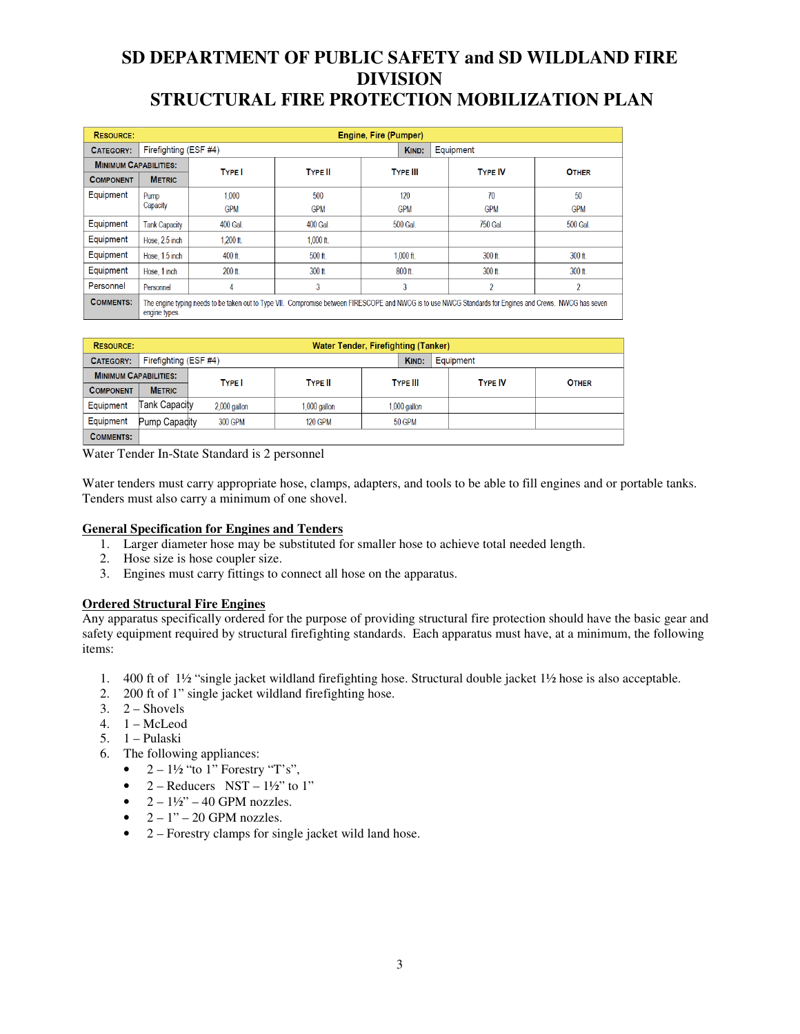# SD DEPARTMENT OF PUBLIC SAFETY and SD WILDLAND FIRE DIVISION
# STRUCTURAL FIRE PROTECTION MOBILIZATION PLAN

| RESOURCE: | | Engine, Fire (Pumper) | | | | |
|---|---|---|---|---|---|---|
| CATEGORY: | Firefighting (ESF #4) | | | KIND: | Equipment | |
| MINIMUM CAPABILITIES: | | TYPE I | TYPE II | TYPE III | TYPE IV | OTHER |
| COMPONENT | METRIC | | | | | |
| Equipment | Pump Capacity | 1,000 GPM | 500 GPM | 120 GPM | 70 GPM | 50 GPM |
| Equipment | Tank Capacity | 400 Gal. | 400 Gal. | 500 Gal. | 750 Gal. | 500 Gal. |
| Equipment | Hose, 2.5 inch | 1,200 ft. | 1,000 ft. | | | |
| Equipment | Hose, 1.5 inch | 400 ft. | 500 ft. | 1,000 ft. | 300 ft. | 300 ft. |
| Equipment | Hose, 1 inch | 200 ft. | 300 ft. | 800 ft. | 300 ft. | 300 ft. |
| Personnel | Personnel | 4 | 3 | 3 | 2 | 2 |
| COMMENTS: | The engine typing needs to be taken out to Type VII. Compromise between FIRESCOPE and NWCG is to use NWCG Standards for Engines and Crews. NWCG has seven engine types. | | | | | |

| RESOURCE: | | Water Tender, Firefighting (Tanker) | | | | |
|---|---|---|---|---|---|---|
| CATEGORY: | Firefighting (ESF #4) | | | KIND: | Equipment | |
| MINIMUM CAPABILITIES: | | TYPE I | TYPE II | TYPE III | TYPE IV | OTHER |
| COMPONENT | METRIC | | | | | |
| Equipment | Tank Capacity | 2,000 gallon | 1,000 gallon | 1,000 gallon | | |
| Equipment | Pump Capacity | 300 GPM | 120 GPM | 50 GPM | | |
| COMMENTS: | | | | | | |

Water Tender In-State Standard is 2 personnel

Water tenders must carry appropriate hose, clamps, adapters, and tools to be able to fill engines and or portable tanks. Tenders must also carry a minimum of one shovel.

**General Specification for Engines and Tenders**

1. Larger diameter hose may be substituted for smaller hose to achieve total needed length.
2. Hose size is hose coupler size.
3. Engines must carry fittings to connect all hose on the apparatus.

**Ordered Structural Fire Engines**

Any apparatus specifically ordered for the purpose of providing structural fire protection should have the basic gear and safety equipment required by structural firefighting standards. Each apparatus must have, at a minimum, the following items:

1. 400 ft of 1½ "single jacket wildland firefighting hose. Structural double jacket 1½ hose is also acceptable.
2. 200 ft of 1" single jacket wildland firefighting hose.
3. 2 – Shovels
4. 1 – McLeod
5. 1 – Pulaski
6. The following appliances:
   - 2 – 1½ "to 1" Forestry "T's",
   - 2 – Reducers NST – 1½" to 1"
   - 2 – 1½" – 40 GPM nozzles.
   - 2 – 1" – 20 GPM nozzles.
   - 2 – Forestry clamps for single jacket wild land hose.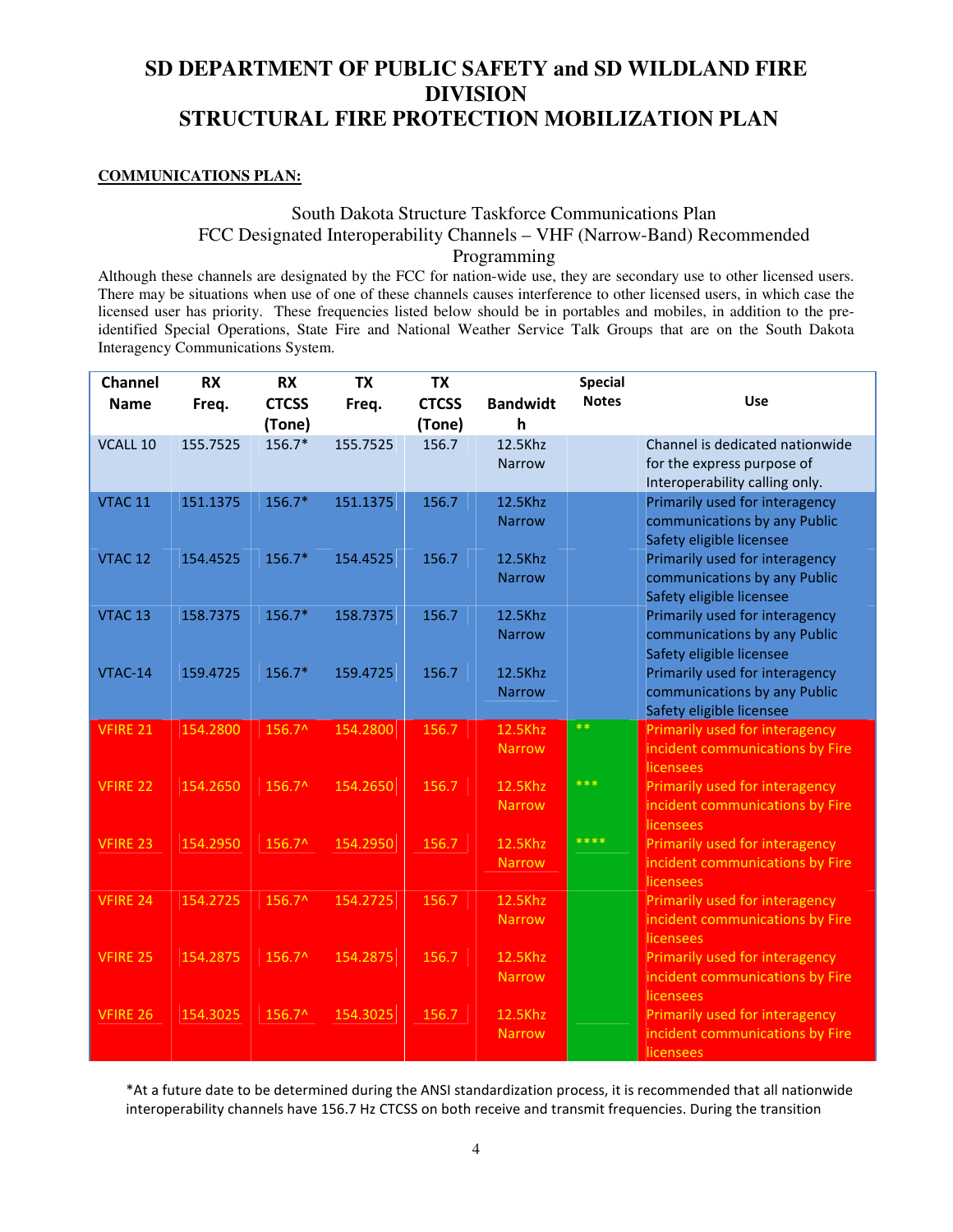# SD DEPARTMENT OF PUBLIC SAFETY and SD WILDLAND FIRE DIVISION
# STRUCTURAL FIRE PROTECTION MOBILIZATION PLAN

**COMMUNICATIONS PLAN:**

South Dakota Structure Taskforce Communications Plan
FCC Designated Interoperability Channels – VHF (Narrow-Band) Recommended Programming

Although these channels are designated by the FCC for nation-wide use, they are secondary use to other licensed users. There may be situations when use of one of these channels causes interference to other licensed users, in which case the licensed user has priority. These frequencies listed below should be in portables and mobiles, in addition to the pre-identified Special Operations, State Fire and National Weather Service Talk Groups that are on the South Dakota Interagency Communications System.

| Channel Name | RX Freq. | RX CTCSS (Tone) | TX Freq. | TX CTCSS (Tone) | Bandwidth | Special Notes | Use |
|---|---|---|---|---|---|---|---|
| VCALL 10 | 155.7525 | 156.7* | 155.7525 | 156.7 | 12.5Khz Narrow | | Channel is dedicated nationwide for the express purpose of Interoperability calling only. |
| VTAC 11 | 151.1375 | 156.7* | 151.1375 | 156.7 | 12.5Khz Narrow | | Primarily used for interagency communications by any Public Safety eligible licensee |
| VTAC 12 | 154.4525 | 156.7* | 154.4525 | 156.7 | 12.5Khz Narrow | | Primarily used for interagency communications by any Public Safety eligible licensee |
| VTAC 13 | 158.7375 | 156.7* | 158.7375 | 156.7 | 12.5Khz Narrow | | Primarily used for interagency communications by any Public Safety eligible licensee |
| VTAC-14 | 159.4725 | 156.7* | 159.4725 | 156.7 | 12.5Khz Narrow | | Primarily used for interagency communications by any Public Safety eligible licensee |
| VFIRE 21 | 154.2800 | 156.7^ | 154.2800 | 156.7 | 12.5Khz Narrow | ** | Primarily used for interagency incident communications by Fire licensees |
| VFIRE 22 | 154.2650 | 156.7^ | 154.2650 | 156.7 | 12.5Khz Narrow | *** | Primarily used for interagency incident communications by Fire licensees |
| VFIRE 23 | 154.2950 | 156.7^ | 154.2950 | 156.7 | 12.5Khz Narrow | **** | Primarily used for interagency incident communications by Fire licensees |
| VFIRE 24 | 154.2725 | 156.7^ | 154.2725 | 156.7 | 12.5Khz Narrow | | Primarily used for interagency incident communications by Fire licensees |
| VFIRE 25 | 154.2875 | 156.7^ | 154.2875 | 156.7 | 12.5Khz Narrow | | Primarily used for interagency incident communications by Fire licensees |
| VFIRE 26 | 154.3025 | 156.7^ | 154.3025 | 156.7 | 12.5Khz Narrow | | Primarily used for interagency incident communications by Fire licensees |

*At a future date to be determined during the ANSI standardization process, it is recommended that all nationwide interoperability channels have 156.7 Hz CTCSS on both receive and transmit frequencies. During the transition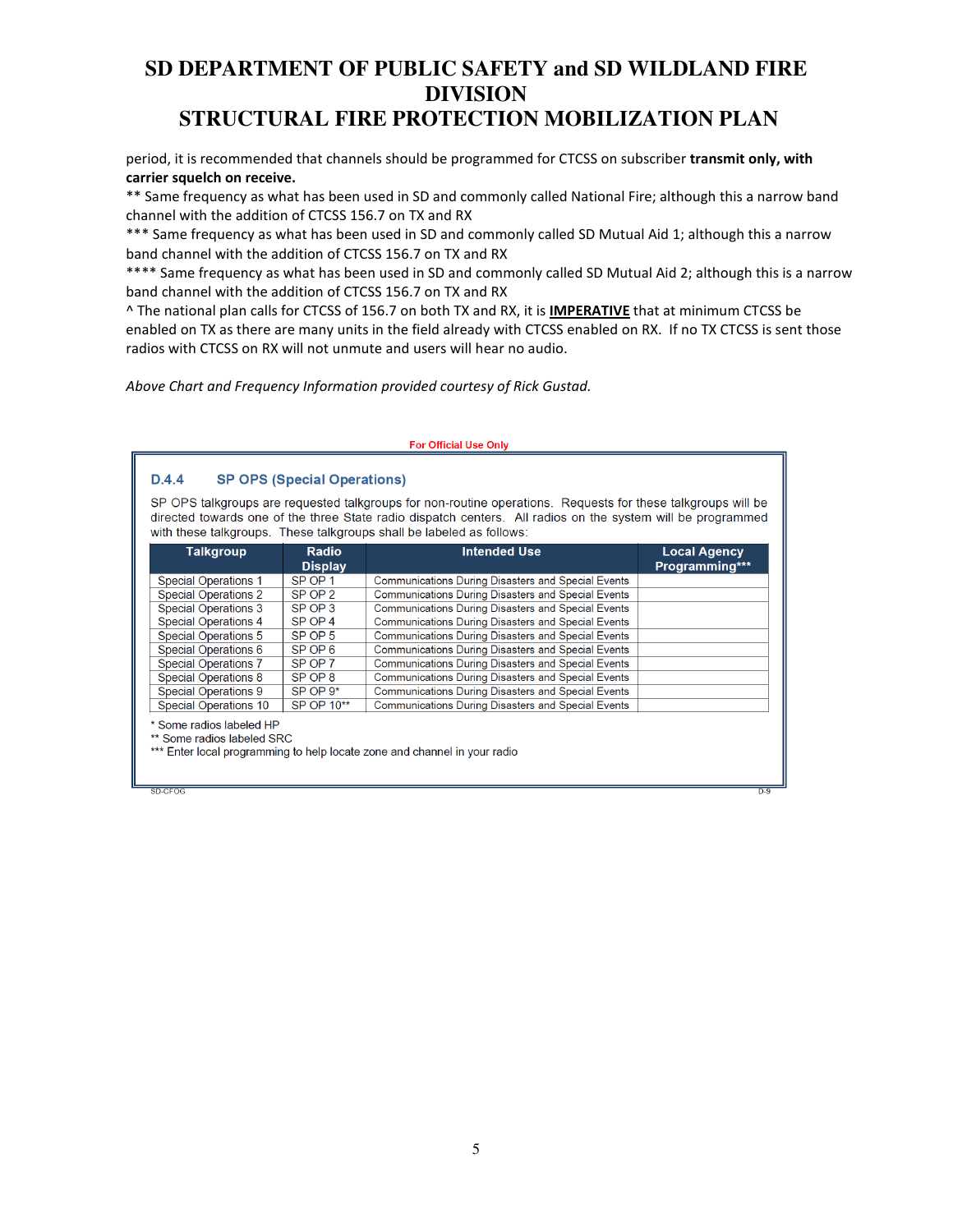period, it is recommended that channels should be programmed for CTCSS on subscriber **transmit only, with carrier squelch on receive.**

** Same frequency as what has been used in SD and commonly called National Fire; although this a narrow band channel with the addition of CTCSS 156.7 on TX and RX

*** Same frequency as what has been used in SD and commonly called SD Mutual Aid 1; although this a narrow band channel with the addition of CTCSS 156.7 on TX and RX

**** Same frequency as what has been used in SD and commonly called SD Mutual Aid 2; although this is a narrow band channel with the addition of CTCSS 156.7 on TX and RX

^ The national plan calls for CTCSS of 156.7 on both TX and RX, it is **IMPERATIVE** that at minimum CTCSS be enabled on TX as there are many units in the field already with CTCSS enabled on RX. If no TX CTCSS is sent those radios with CTCSS on RX will not unmute and users will hear no audio.

*Above Chart and Frequency Information provided courtesy of Rick Gustad.*

For Official Use Only

### D.4.4 SP OPS (Special Operations)

SP OPS talkgroups are requested talkgroups for non-routine operations. Requests for these talkgroups will be directed towards one of the three State radio dispatch centers. All radios on the system will be programmed with these talkgroups. These talkgroups shall be labeled as follows:

| Talkgroup | Radio Display | Intended Use | Local Agency Programming*** |
|---|---|---|---|
| Special Operations 1 | SP OP 1 | Communications During Disasters and Special Events | |
| Special Operations 2 | SP OP 2 | Communications During Disasters and Special Events | |
| Special Operations 3 | SP OP 3 | Communications During Disasters and Special Events | |
| Special Operations 4 | SP OP 4 | Communications During Disasters and Special Events | |
| Special Operations 5 | SP OP 5 | Communications During Disasters and Special Events | |
| Special Operations 6 | SP OP 6 | Communications During Disasters and Special Events | |
| Special Operations 7 | SP OP 7 | Communications During Disasters and Special Events | |
| Special Operations 8 | SP OP 8 | Communications During Disasters and Special Events | |
| Special Operations 9 | SP OP 9* | Communications During Disasters and Special Events | |
| Special Operations 10 | SP OP 10** | Communications During Disasters and Special Events | |

* Some radios labeled HP

** Some radios labeled SRC

*** Enter local programming to help locate zone and channel in your radio

SD-CFOG D-9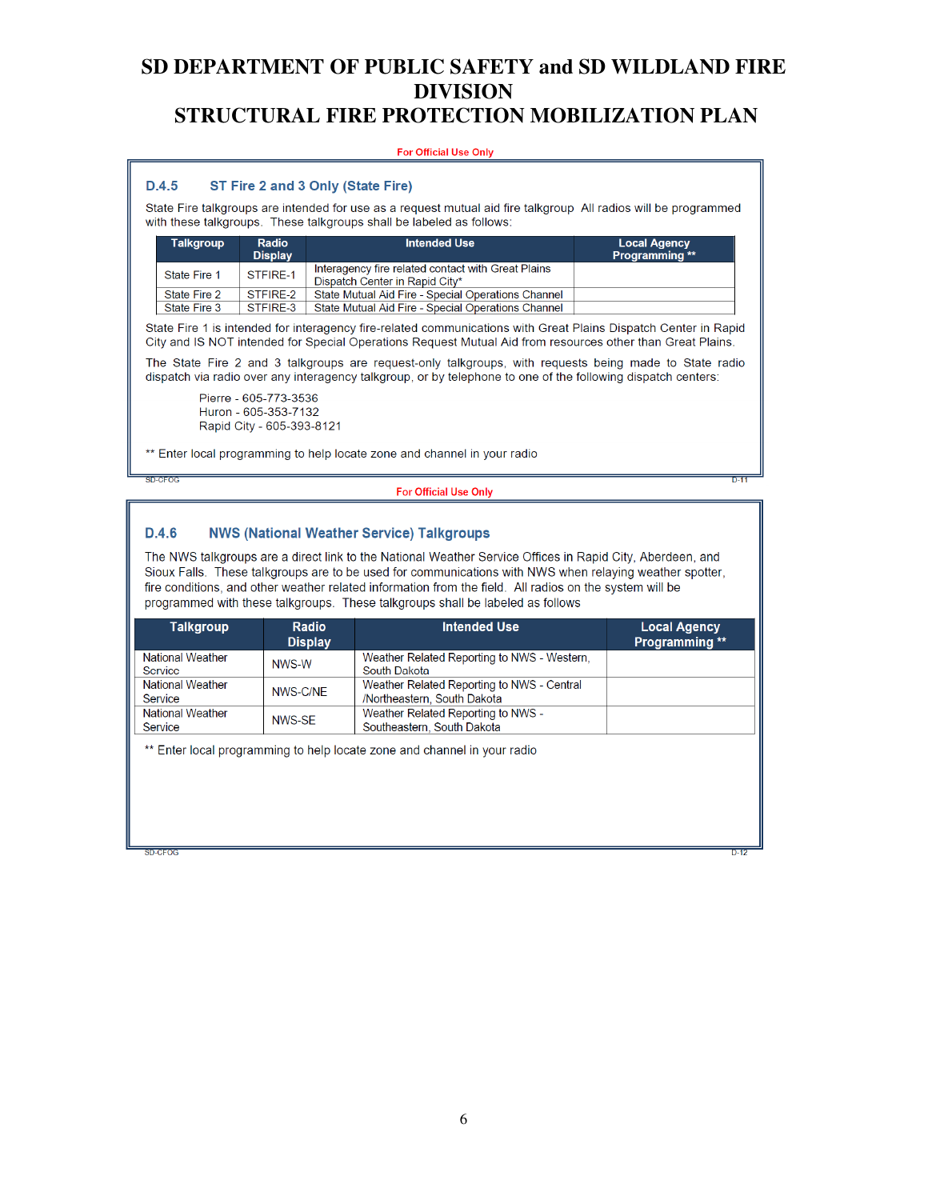# SD DEPARTMENT OF PUBLIC SAFETY and SD WILDLAND FIRE DIVISION
# STRUCTURAL FIRE PROTECTION MOBILIZATION PLAN

For Official Use Only

### D.4.5 ST Fire 2 and 3 Only (State Fire)

State Fire talkgroups are intended for use as a request mutual aid fire talkgroup All radios will be programmed with these talkgroups. These talkgroups shall be labeled as follows:

| Talkgroup | Radio Display | Intended Use | Local Agency Programming ** |
|---|---|---|---|
| State Fire 1 | STFIRE-1 | Interagency fire related contact with Great Plains Dispatch Center in Rapid City* | |
| State Fire 2 | STFIRE-2 | State Mutual Aid Fire - Special Operations Channel | |
| State Fire 3 | STFIRE-3 | State Mutual Aid Fire - Special Operations Channel | |

State Fire 1 is intended for interagency fire-related communications with Great Plains Dispatch Center in Rapid City and IS NOT intended for Special Operations Request Mutual Aid from resources other than Great Plains.

The State Fire 2 and 3 talkgroups are request-only talkgroups, with requests being made to State radio dispatch via radio over any interagency talkgroup, or by telephone to one of the following dispatch centers:

Pierre - 605-773-3536
Huron - 605-353-7132
Rapid City - 605-393-8121

** Enter local programming to help locate zone and channel in your radio

For Official Use Only

### D.4.6 NWS (National Weather Service) Talkgroups

The NWS talkgroups are a direct link to the National Weather Service Offices in Rapid City, Aberdeen, and Sioux Falls. These talkgroups are to be used for communications with NWS when relaying weather spotter, fire conditions, and other weather related information from the field. All radios on the system will be programmed with these talkgroups. These talkgroups shall be labeled as follows

| Talkgroup | Radio Display | Intended Use | Local Agency Programming ** |
|---|---|---|---|
| National Weather Service | NWS-W | Weather Related Reporting to NWS - Western, South Dakota | |
| National Weather Service | NWS-C/NE | Weather Related Reporting to NWS - Central /Northeastern, South Dakota | |
| National Weather Service | NWS-SE | Weather Related Reporting to NWS - Southeastern, South Dakota | |

** Enter local programming to help locate zone and channel in your radio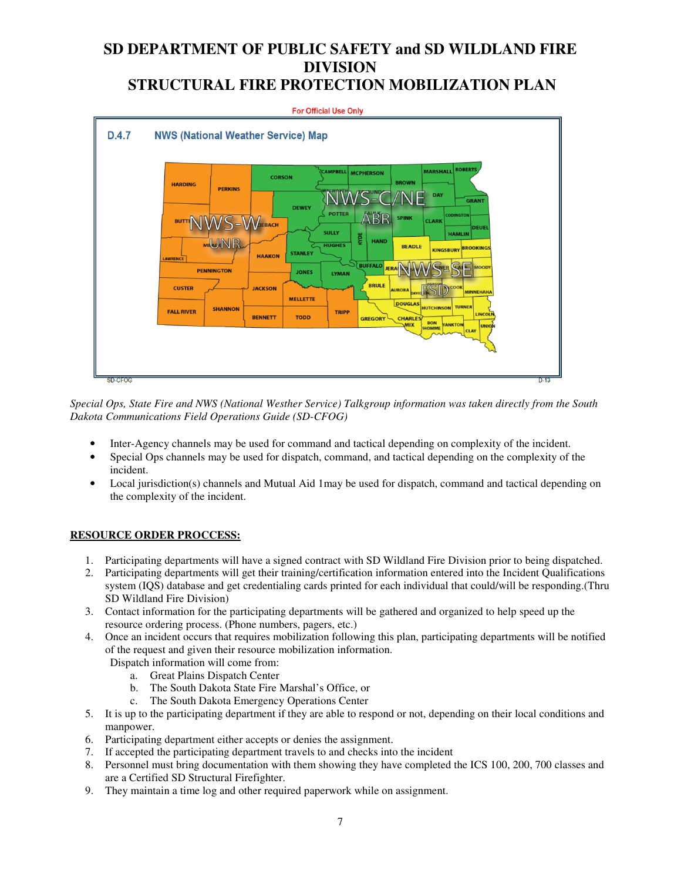# SD DEPARTMENT OF PUBLIC SAFETY and SD WILDLAND FIRE DIVISION
# STRUCTURAL FIRE PROTECTION MOBILIZATION PLAN

For Official Use Only

**D.4.7 NWS (National Weather Service) Map**

*Special Ops, State Fire and NWS (National Westher Service) Talkgroup information was taken directly from the South Dakota Communications Field Operations Guide (SD-CFOG)*

- Inter-Agency channels may be used for command and tactical depending on complexity of the incident.
- Special Ops channels may be used for dispatch, command, and tactical depending on the complexity of the incident.
- Local jurisdiction(s) channels and Mutual Aid 1may be used for dispatch, command and tactical depending on the complexity of the incident.

**RESOURCE ORDER PROCCESS:**

1. Participating departments will have a signed contract with SD Wildland Fire Division prior to being dispatched.
2. Participating departments will get their training/certification information entered into the Incident Qualifications system (IQS) database and get credentialing cards printed for each individual that could/will be responding.(Thru SD Wildland Fire Division)
3. Contact information for the participating departments will be gathered and organized to help speed up the resource ordering process. (Phone numbers, pagers, etc.)
4. Once an incident occurs that requires mobilization following this plan, participating departments will be notified of the request and given their resource mobilization information.
   Dispatch information will come from:
   a. Great Plains Dispatch Center
   b. The South Dakota State Fire Marshal's Office, or
   c. The South Dakota Emergency Operations Center
5. It is up to the participating department if they are able to respond or not, depending on their local conditions and manpower.
6. Participating department either accepts or denies the assignment.
7. If accepted the participating department travels to and checks into the incident
8. Personnel must bring documentation with them showing they have completed the ICS 100, 200, 700 classes and are a Certified SD Structural Firefighter.
9. They maintain a time log and other required paperwork while on assignment.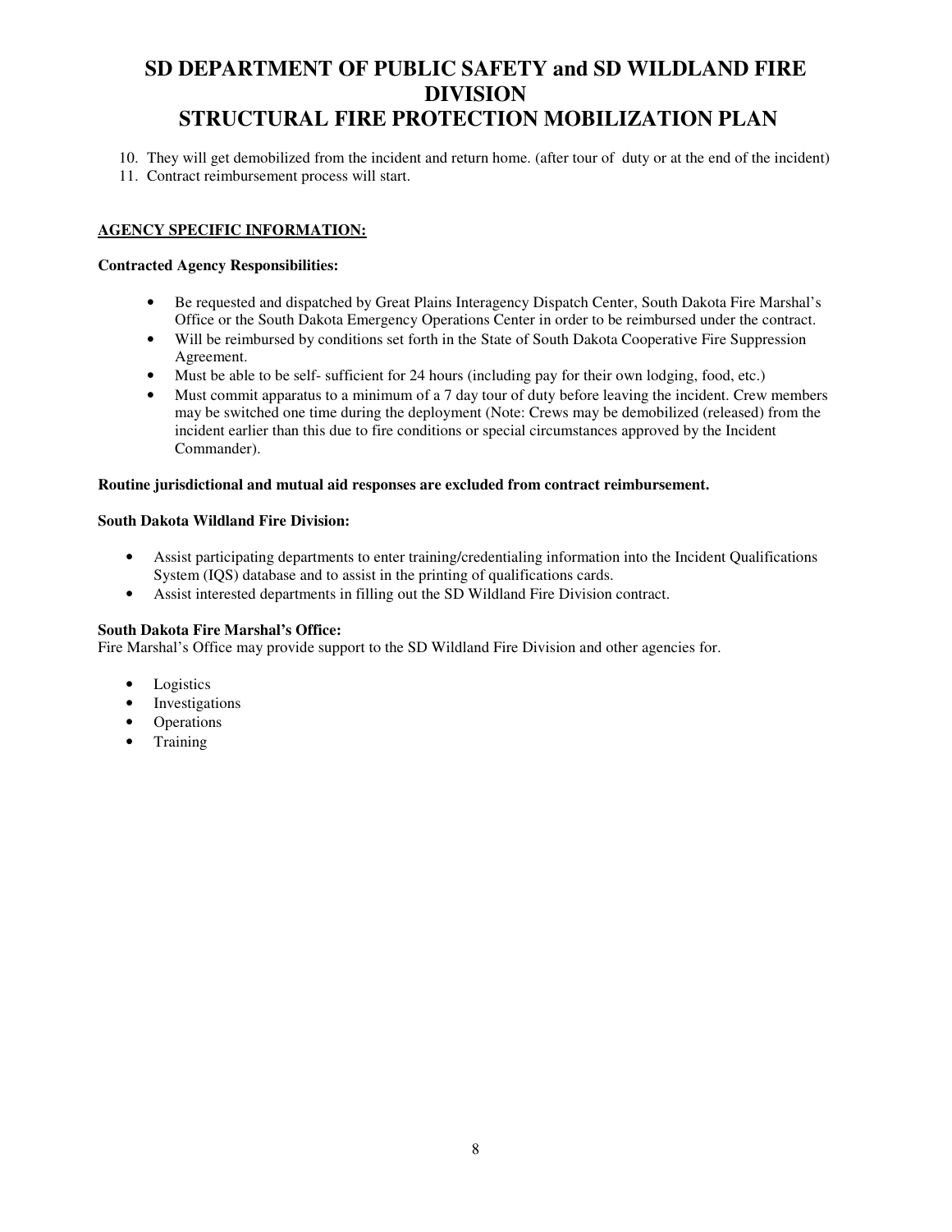10. They will get demobilized from the incident and return home. (after tour of duty or at the end of the incident)
11. Contract reimbursement process will start.

**AGENCY SPECIFIC INFORMATION:**

**Contracted Agency Responsibilities:**

- Be requested and dispatched by Great Plains Interagency Dispatch Center, South Dakota Fire Marshal's Office or the South Dakota Emergency Operations Center in order to be reimbursed under the contract.
- Will be reimbursed by conditions set forth in the State of South Dakota Cooperative Fire Suppression Agreement.
- Must be able to be self- sufficient for 24 hours (including pay for their own lodging, food, etc.)
- Must commit apparatus to a minimum of a 7 day tour of duty before leaving the incident. Crew members may be switched one time during the deployment (Note: Crews may be demobilized (released) from the incident earlier than this due to fire conditions or special circumstances approved by the Incident Commander).

**Routine jurisdictional and mutual aid responses are excluded from contract reimbursement.**

**South Dakota Wildland Fire Division:**

- Assist participating departments to enter training/credentialing information into the Incident Qualifications System (IQS) database and to assist in the printing of qualifications cards.
- Assist interested departments in filling out the SD Wildland Fire Division contract.

**South Dakota Fire Marshal's Office:**

Fire Marshal's Office may provide support to the SD Wildland Fire Division and other agencies for.

- Logistics
- Investigations
- Operations
- Training